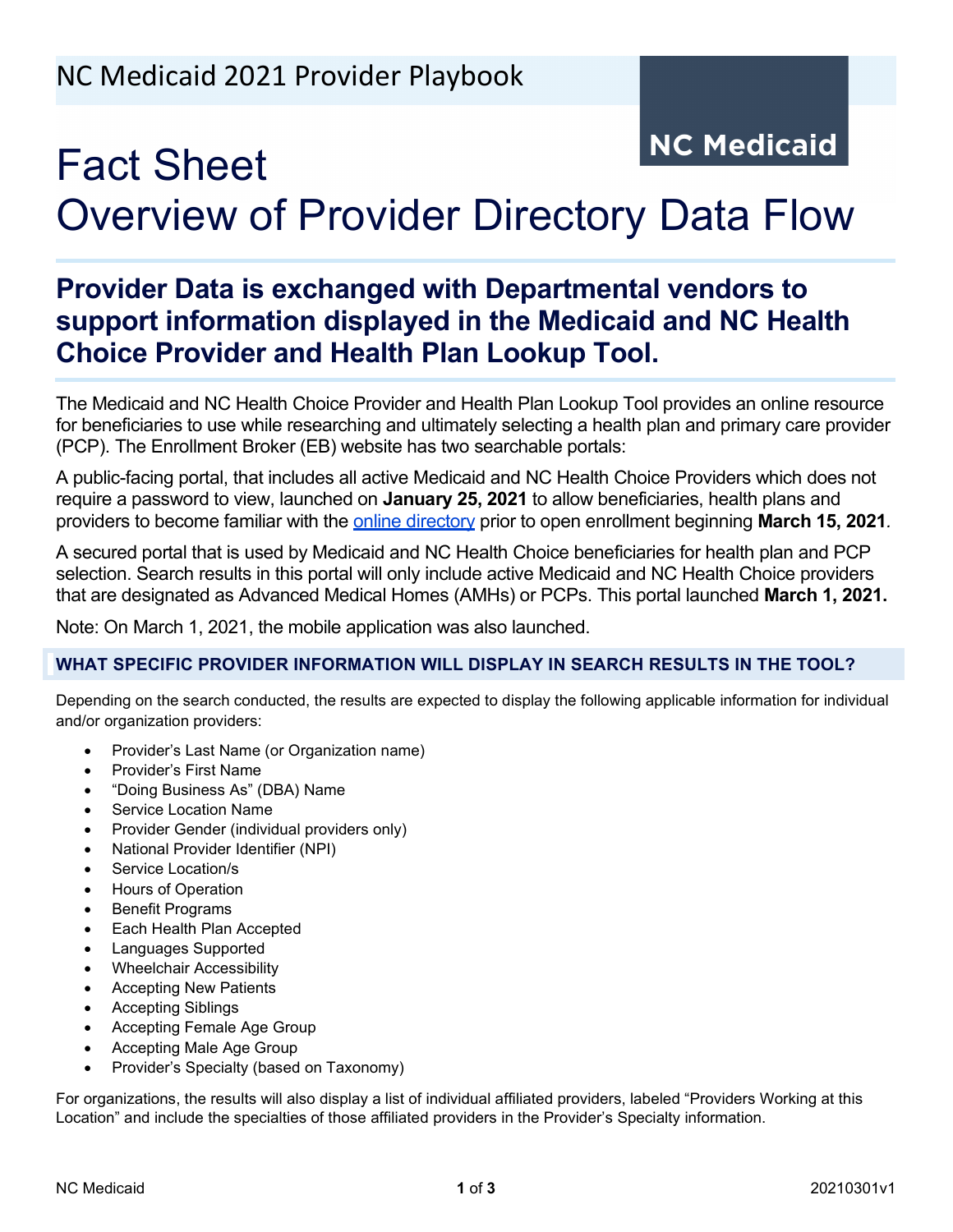NC Medicaid 2021 Provider Playbook

NC Medicaid

# Fact Sheet
# Overview of Provider Directory Data Flow

## Provider Data is exchanged with Departmental vendors to support information displayed in the Medicaid and NC Health Choice Provider and Health Plan Lookup Tool.

The Medicaid and NC Health Choice Provider and Health Plan Lookup Tool provides an online resource for beneficiaries to use while researching and ultimately selecting a health plan and primary care provider (PCP). The Enrollment Broker (EB) website has two searchable portals:

A public-facing portal, that includes all active Medicaid and NC Health Choice Providers which does not require a password to view, launched on **January 25, 2021** to allow beneficiaries, health plans and providers to become familiar with the online directory prior to open enrollment beginning **March 15, 2021**.

A secured portal that is used by Medicaid and NC Health Choice beneficiaries for health plan and PCP selection. Search results in this portal will only include active Medicaid and NC Health Choice providers that are designated as Advanced Medical Homes (AMHs) or PCPs. This portal launched **March 1, 2021.**

Note: On March 1, 2021, the mobile application was also launched.

### WHAT SPECIFIC PROVIDER INFORMATION WILL DISPLAY IN SEARCH RESULTS IN THE TOOL?

Depending on the search conducted, the results are expected to display the following applicable information for individual and/or organization providers:

- Provider's Last Name (or Organization name)
- Provider's First Name
- "Doing Business As" (DBA) Name
- Service Location Name
- Provider Gender (individual providers only)
- National Provider Identifier (NPI)
- Service Location/s
- Hours of Operation
- Benefit Programs
- Each Health Plan Accepted
- Languages Supported
- Wheelchair Accessibility
- Accepting New Patients
- Accepting Siblings
- Accepting Female Age Group
- Accepting Male Age Group
- Provider's Specialty (based on Taxonomy)

For organizations, the results will also display a list of individual affiliated providers, labeled "Providers Working at this Location" and include the specialties of those affiliated providers in the Provider's Specialty information.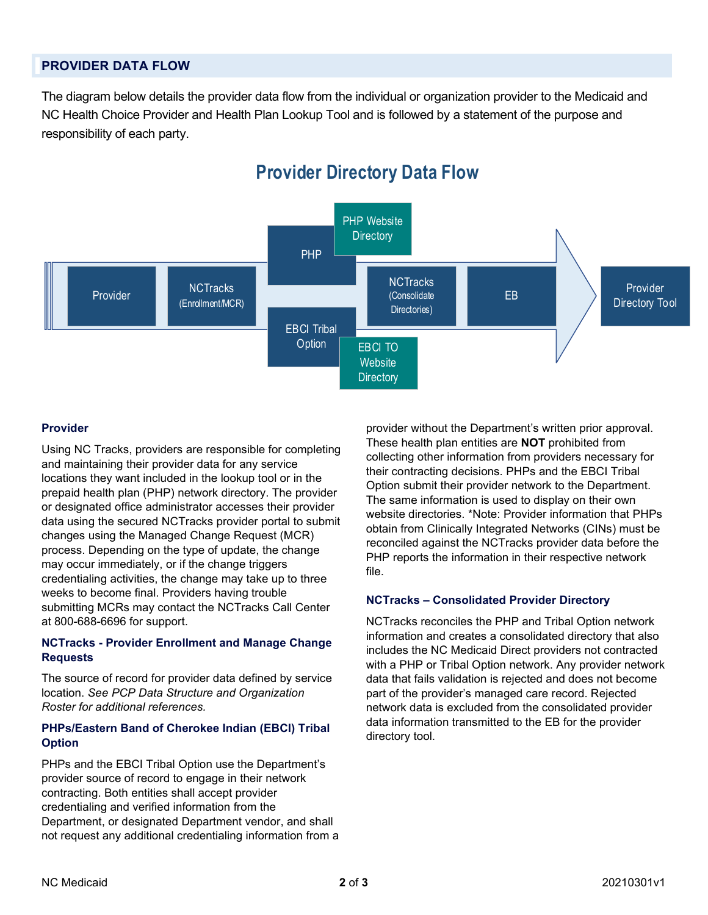## PROVIDER DATA FLOW

The diagram below details the provider data flow from the individual or organization provider to the Medicaid and NC Health Choice Provider and Health Plan Lookup Tool and is followed by a statement of the purpose and responsibility of each party.

### Provider Directory Data Flow

Provider → NCTracks (Enrollment/MCR) → PHP (PHP Website Directory) / EBCI Tribal Option (EBCI TO Website Directory) → NCTracks (Consolidate Directories) → EB → Provider Directory Tool

**Provider**

Using NC Tracks, providers are responsible for completing and maintaining their provider data for any service locations they want included in the lookup tool or in the prepaid health plan (PHP) network directory. The provider or designated office administrator accesses their provider data using the secured NCTracks provider portal to submit changes using the Managed Change Request (MCR) process. Depending on the type of update, the change may occur immediately, or if the change triggers credentialing activities, the change may take up to three weeks to become final. Providers having trouble submitting MCRs may contact the NCTracks Call Center at 800-688-6696 for support.

**NCTracks - Provider Enrollment and Manage Change Requests**

The source of record for provider data defined by service location. *See PCP Data Structure and Organization Roster for additional references.*

**PHPs/Eastern Band of Cherokee Indian (EBCI) Tribal Option**

PHPs and the EBCI Tribal Option use the Department's provider source of record to engage in their network contracting. Both entities shall accept provider credentialing and verified information from the Department, or designated Department vendor, and shall not request any additional credentialing information from a provider without the Department's written prior approval. These health plan entities are **NOT** prohibited from collecting other information from providers necessary for their contracting decisions. PHPs and the EBCI Tribal Option submit their provider network to the Department. The same information is used to display on their own website directories. *Note: Provider information that PHPs obtain from Clinically Integrated Networks (CINs) must be reconciled against the NCTracks provider data before the PHP reports the information in their respective network file.

**NCTracks – Consolidated Provider Directory**

NCTracks reconciles the PHP and Tribal Option network information and creates a consolidated directory that also includes the NC Medicaid Direct providers not contracted with a PHP or Tribal Option network. Any provider network data that fails validation is rejected and does not become part of the provider's managed care record. Rejected network data is excluded from the consolidated provider data information transmitted to the EB for the provider directory tool.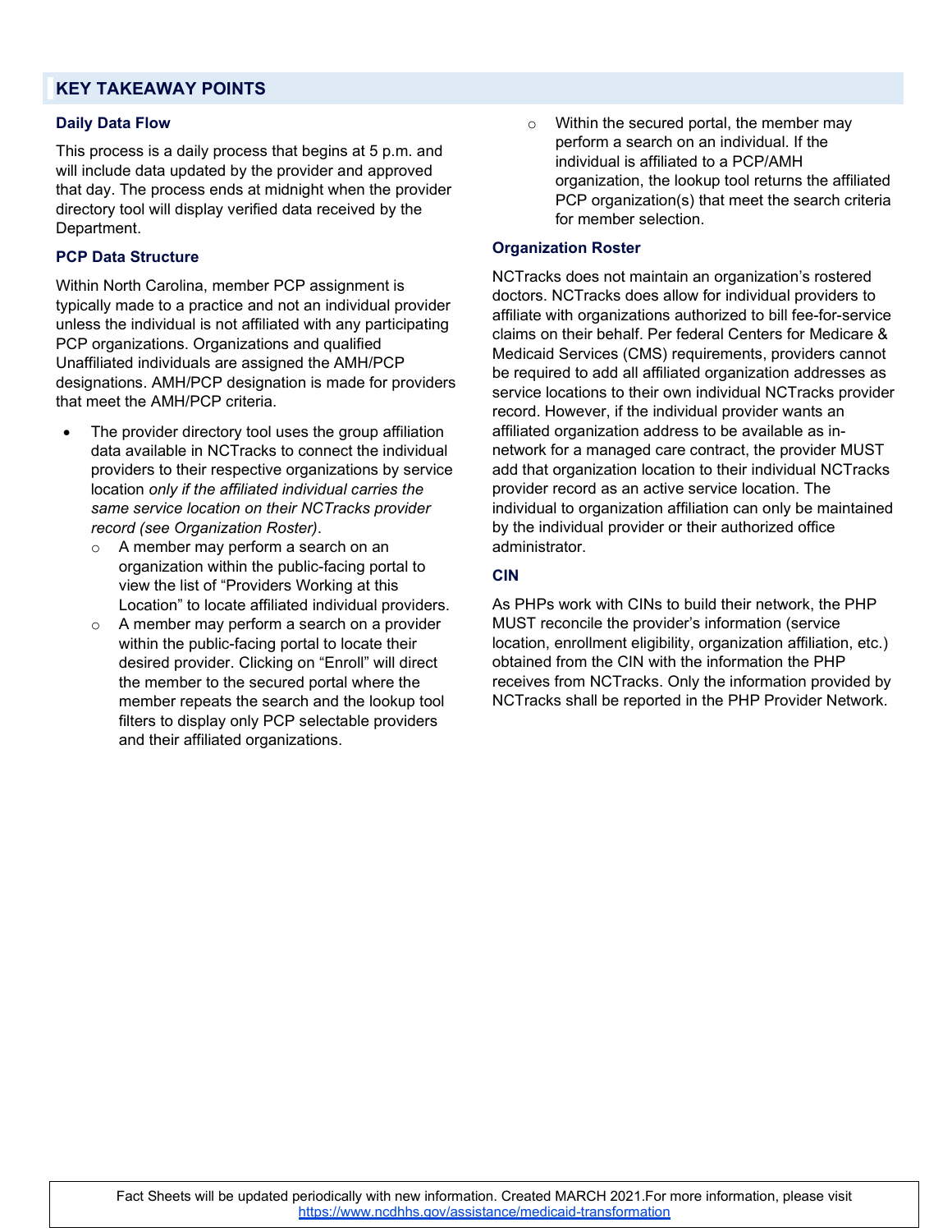## KEY TAKEAWAY POINTS

### Daily Data Flow

This process is a daily process that begins at 5 p.m. and will include data updated by the provider and approved that day. The process ends at midnight when the provider directory tool will display verified data received by the Department.

### PCP Data Structure

Within North Carolina, member PCP assignment is typically made to a practice and not an individual provider unless the individual is not affiliated with any participating PCP organizations. Organizations and qualified Unaffiliated individuals are assigned the AMH/PCP designations. AMH/PCP designation is made for providers that meet the AMH/PCP criteria.

- The provider directory tool uses the group affiliation data available in NCTracks to connect the individual providers to their respective organizations by service location *only if the affiliated individual carries the same service location on their NCTracks provider record (see Organization Roster)*.
  - A member may perform a search on an organization within the public-facing portal to view the list of "Providers Working at this Location" to locate affiliated individual providers.
  - A member may perform a search on a provider within the public-facing portal to locate their desired provider. Clicking on "Enroll" will direct the member to the secured portal where the member repeats the search and the lookup tool filters to display only PCP selectable providers and their affiliated organizations.
  - Within the secured portal, the member may perform a search on an individual. If the individual is affiliated to a PCP/AMH organization, the lookup tool returns the affiliated PCP organization(s) that meet the search criteria for member selection.

### Organization Roster

NCTracks does not maintain an organization's rostered doctors. NCTracks does allow for individual providers to affiliate with organizations authorized to bill fee-for-service claims on their behalf. Per federal Centers for Medicare & Medicaid Services (CMS) requirements, providers cannot be required to add all affiliated organization addresses as service locations to their own individual NCTracks provider record. However, if the individual provider wants an affiliated organization address to be available as in-network for a managed care contract, the provider MUST add that organization location to their individual NCTracks provider record as an active service location. The individual to organization affiliation can only be maintained by the individual provider or their authorized office administrator.

### CIN

As PHPs work with CINs to build their network, the PHP MUST reconcile the provider's information (service location, enrollment eligibility, organization affiliation, etc.) obtained from the CIN with the information the PHP receives from NCTracks. Only the information provided by NCTracks shall be reported in the PHP Provider Network.

Fact Sheets will be updated periodically with new information. Created MARCH 2021.For more information, please visit https://www.ncdhhs.gov/assistance/medicaid-transformation